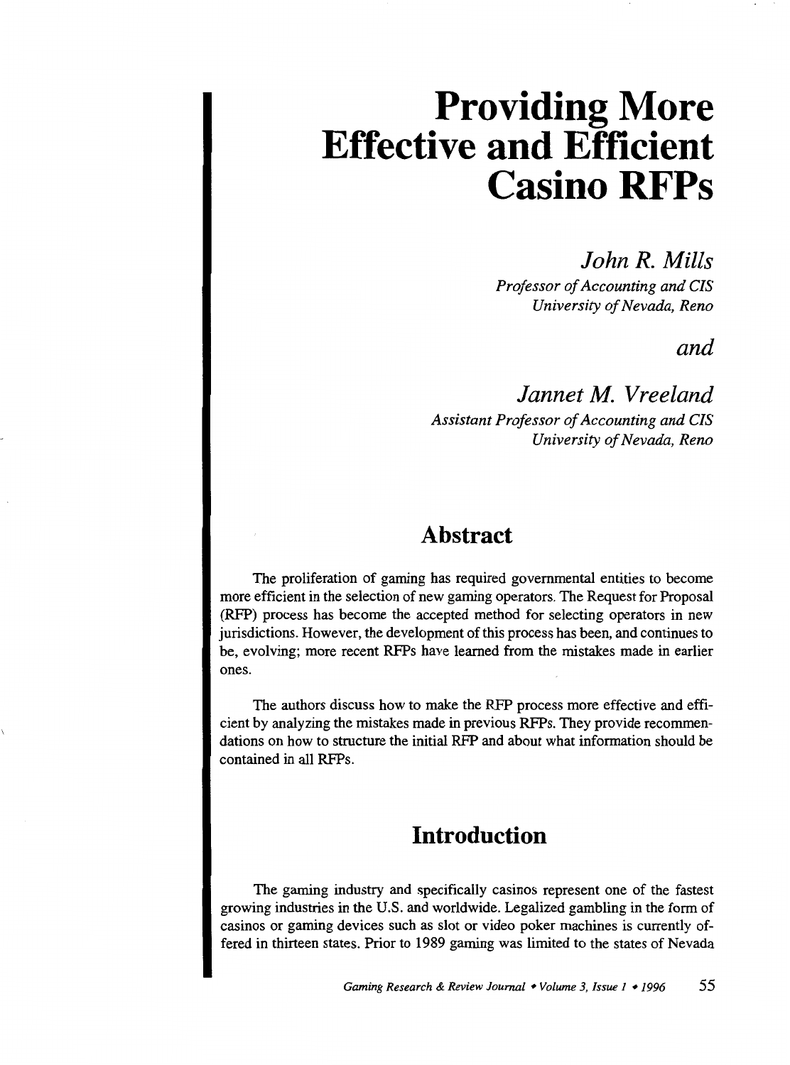# Providing More Effective and Efficient Casino RFPs

*John R. Mills*
*Professor of Accounting and CIS*
*University of Nevada, Reno*

*and*

*Jannet M. Vreeland*
*Assistant Professor of Accounting and CIS*
*University of Nevada, Reno*

## Abstract

The proliferation of gaming has required governmental entities to become more efficient in the selection of new gaming operators. The Request for Proposal (RFP) process has become the accepted method for selecting operators in new jurisdictions. However, the development of this process has been, and continues to be, evolving; more recent RFPs have learned from the mistakes made in earlier ones.

The authors discuss how to make the RFP process more effective and efficient by analyzing the mistakes made in previous RFPs. They provide recommendations on how to structure the initial RFP and about what information should be contained in all RFPs.

## Introduction

The gaming industry and specifically casinos represent one of the fastest growing industries in the U.S. and worldwide. Legalized gambling in the form of casinos or gaming devices such as slot or video poker machines is currently offered in thirteen states. Prior to 1989 gaming was limited to the states of Nevada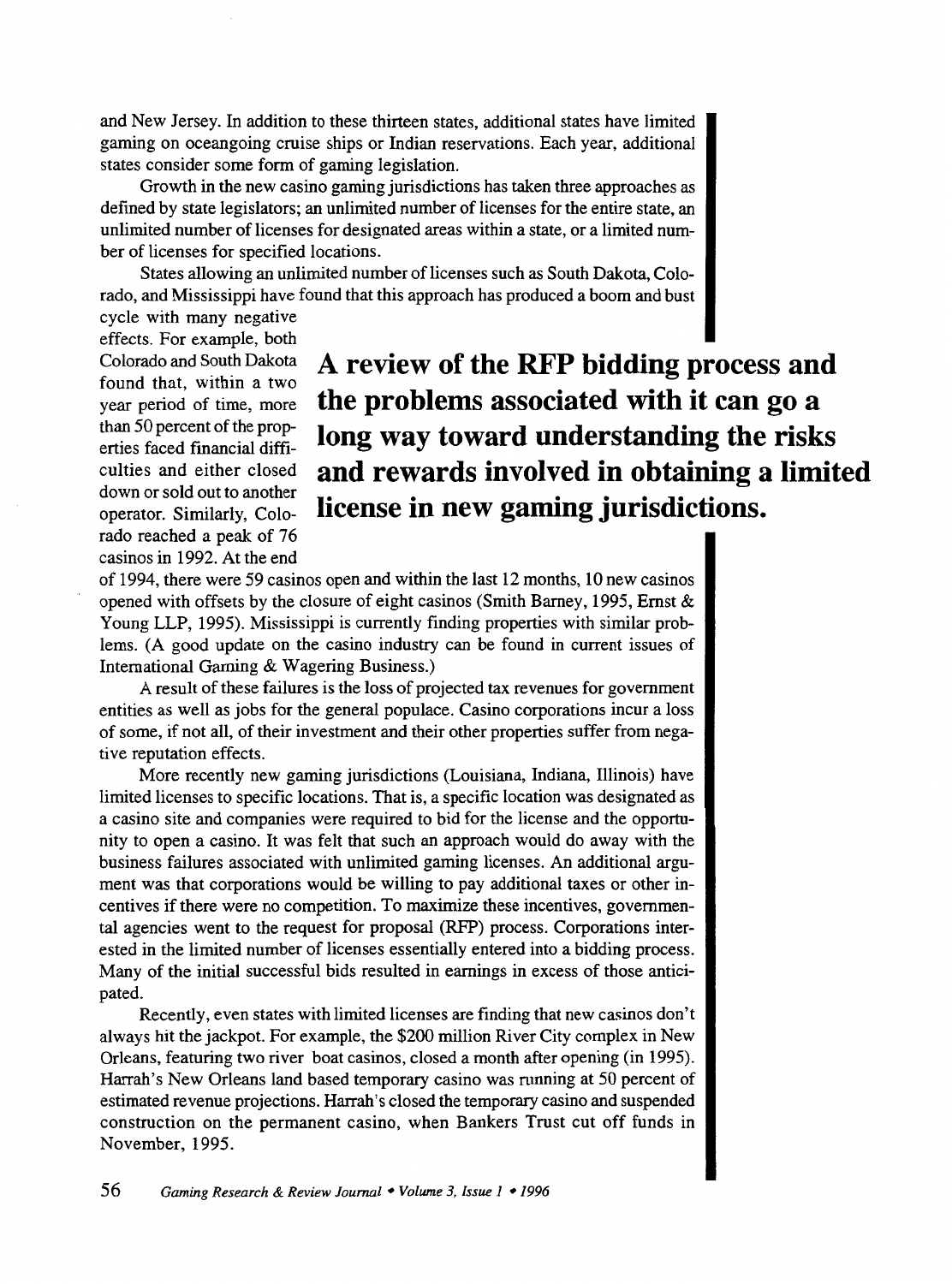and New Jersey. In addition to these thirteen states, additional states have limited gaming on oceangoing cruise ships or Indian reservations. Each year, additional states consider some form of gaming legislation.

Growth in the new casino gaming jurisdictions has taken three approaches as defined by state legislators; an unlimited number of licenses for the entire state, an unlimited number of licenses for designated areas within a state, or a limited number of licenses for specified locations.

States allowing an unlimited number of licenses such as South Dakota, Colorado, and Mississippi have found that this approach has produced a boom and bust cycle with many negative effects. For example, both Colorado and South Dakota found that, within a two year period of time, more than 50 percent of the properties faced financial difficulties and either closed down or sold out to another operator. Similarly, Colorado reached a peak of 76 casinos in 1992. At the end of 1994, there were 59 casinos open and within the last 12 months, 10 new casinos opened with offsets by the closure of eight casinos (Smith Barney, 1995, Ernst & Young LLP, 1995). Mississippi is currently finding properties with similar problems. (A good update on the casino industry can be found in current issues of International Gaming & Wagering Business.)

**A review of the RFP bidding process and the problems associated with it can go a long way toward understanding the risks and rewards involved in obtaining a limited license in new gaming jurisdictions.**

A result of these failures is the loss of projected tax revenues for government entities as well as jobs for the general populace. Casino corporations incur a loss of some, if not all, of their investment and their other properties suffer from negative reputation effects.

More recently new gaming jurisdictions (Louisiana, Indiana, Illinois) have limited licenses to specific locations. That is, a specific location was designated as a casino site and companies were required to bid for the license and the opportunity to open a casino. It was felt that such an approach would do away with the business failures associated with unlimited gaming licenses. An additional argument was that corporations would be willing to pay additional taxes or other incentives if there were no competition. To maximize these incentives, governmental agencies went to the request for proposal (RFP) process. Corporations interested in the limited number of licenses essentially entered into a bidding process. Many of the initial successful bids resulted in earnings in excess of those anticipated.

Recently, even states with limited licenses are finding that new casinos don't always hit the jackpot. For example, the $200 million River City complex in New Orleans, featuring two river boat casinos, closed a month after opening (in 1995). Harrah's New Orleans land based temporary casino was running at 50 percent of estimated revenue projections. Harrah's closed the temporary casino and suspended construction on the permanent casino, when Bankers Trust cut off funds in November, 1995.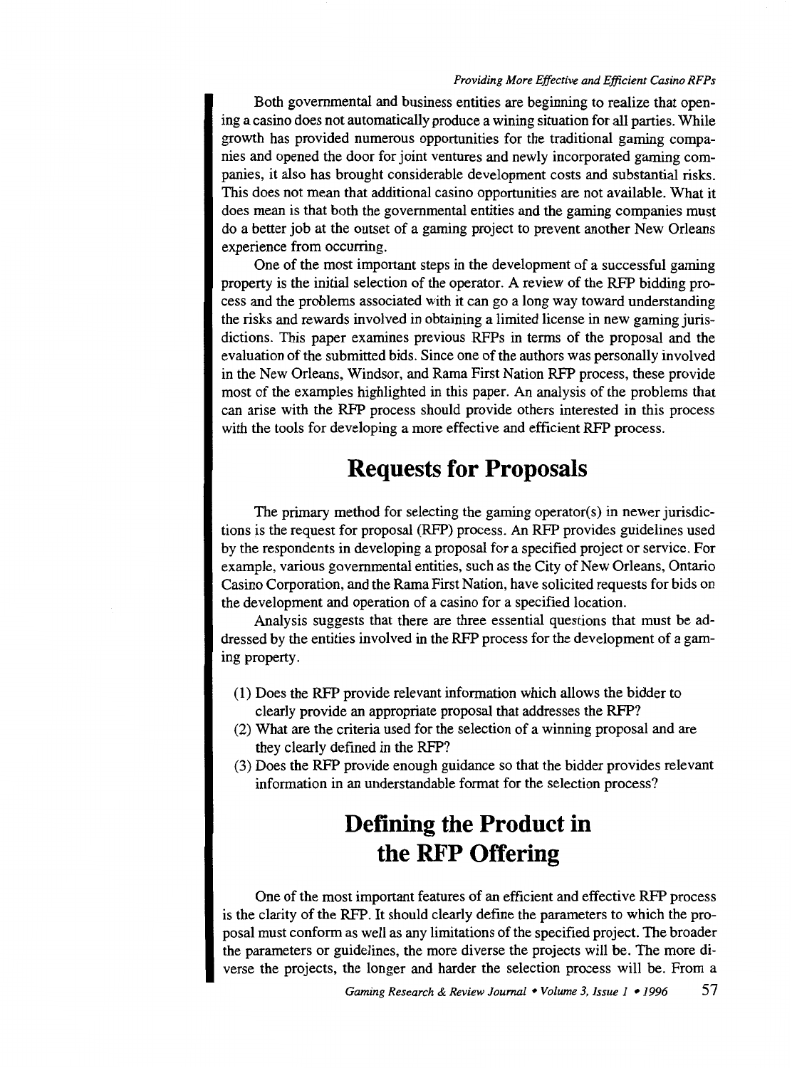Both governmental and business entities are beginning to realize that opening a casino does not automatically produce a wining situation for all parties. While growth has provided numerous opportunities for the traditional gaming companies and opened the door for joint ventures and newly incorporated gaming companies, it also has brought considerable development costs and substantial risks. This does not mean that additional casino opportunities are not available. What it does mean is that both the governmental entities and the gaming companies must do a better job at the outset of a gaming project to prevent another New Orleans experience from occurring.

One of the most important steps in the development of a successful gaming property is the initial selection of the operator. A review of the RFP bidding process and the problems associated with it can go a long way toward understanding the risks and rewards involved in obtaining a limited license in new gaming jurisdictions. This paper examines previous RFPs in terms of the proposal and the evaluation of the submitted bids. Since one of the authors was personally involved in the New Orleans, Windsor, and Rama First Nation RFP process, these provide most of the examples highlighted in this paper. An analysis of the problems that can arise with the RFP process should provide others interested in this process with the tools for developing a more effective and efficient RFP process.

## Requests for Proposals

The primary method for selecting the gaming operator(s) in newer jurisdictions is the request for proposal (RFP) process. An RFP provides guidelines used by the respondents in developing a proposal for a specified project or service. For example, various governmental entities, such as the City of New Orleans, Ontario Casino Corporation, and the Rama First Nation, have solicited requests for bids on the development and operation of a casino for a specified location.

Analysis suggests that there are three essential questions that must be addressed by the entities involved in the RFP process for the development of a gaming property.

(1) Does the RFP provide relevant information which allows the bidder to clearly provide an appropriate proposal that addresses the RFP?

(2) What are the criteria used for the selection of a winning proposal and are they clearly defined in the RFP?

(3) Does the RFP provide enough guidance so that the bidder provides relevant information in an understandable format for the selection process?

## Defining the Product in the RFP Offering

One of the most important features of an efficient and effective RFP process is the clarity of the RFP. It should clearly define the parameters to which the proposal must conform as well as any limitations of the specified project. The broader the parameters or guidelines, the more diverse the projects will be. The more diverse the projects, the longer and harder the selection process will be. From a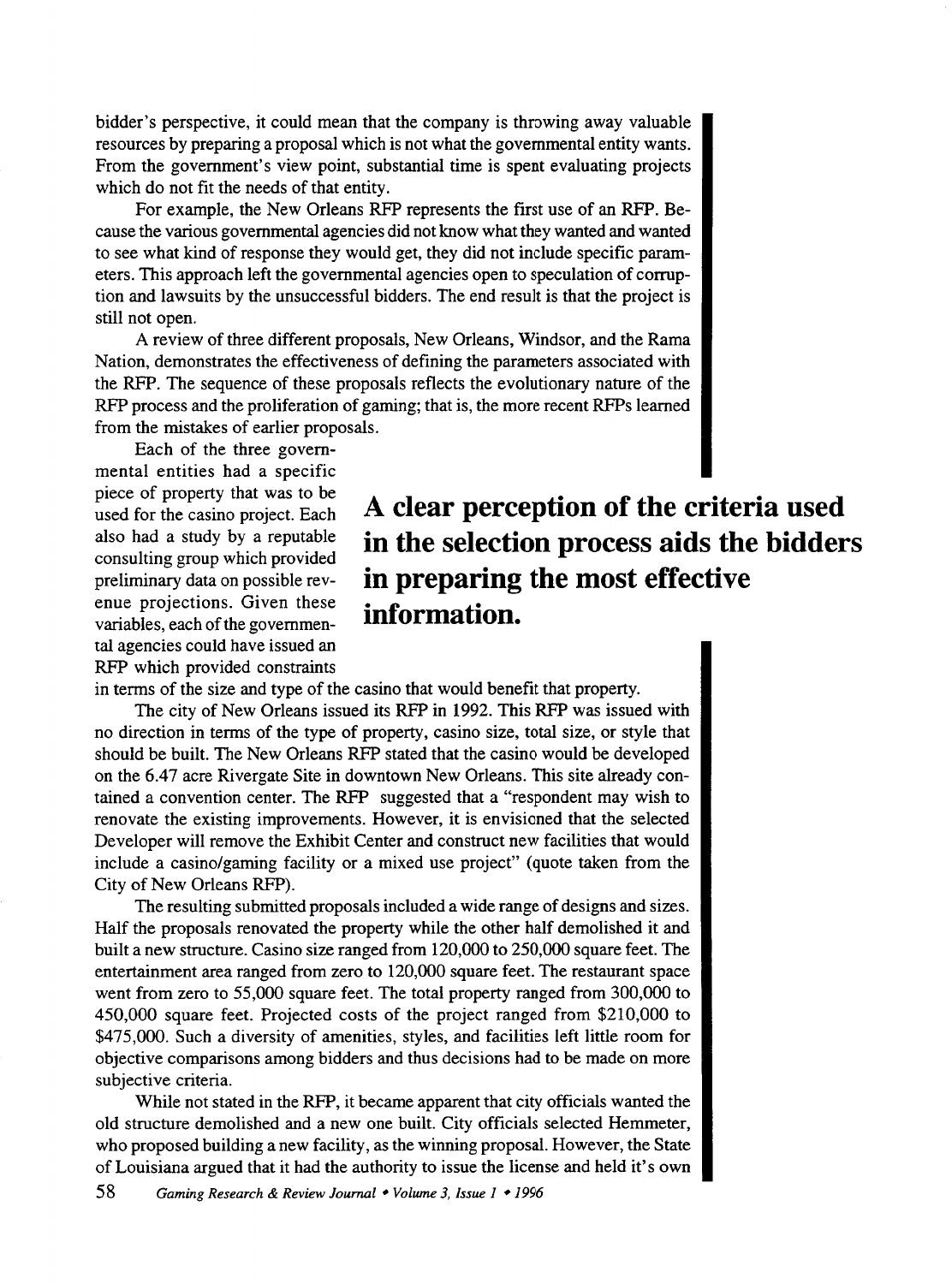bidder's perspective, it could mean that the company is throwing away valuable resources by preparing a proposal which is not what the governmental entity wants. From the government's view point, substantial time is spent evaluating projects which do not fit the needs of that entity.

For example, the New Orleans RFP represents the first use of an RFP. Because the various governmental agencies did not know what they wanted and wanted to see what kind of response they would get, they did not include specific parameters. This approach left the governmental agencies open to speculation of corruption and lawsuits by the unsuccessful bidders. The end result is that the project is still not open.

A review of three different proposals, New Orleans, Windsor, and the Rama Nation, demonstrates the effectiveness of defining the parameters associated with the RFP. The sequence of these proposals reflects the evolutionary nature of the RFP process and the proliferation of gaming; that is, the more recent RFPs learned from the mistakes of earlier proposals.

**A clear perception of the criteria used in the selection process aids the bidders in preparing the most effective information.**

Each of the three governmental entities had a specific piece of property that was to be used for the casino project. Each also had a study by a reputable consulting group which provided preliminary data on possible revenue projections. Given these variables, each of the governmental agencies could have issued an RFP which provided constraints in terms of the size and type of the casino that would benefit that property.

The city of New Orleans issued its RFP in 1992. This RFP was issued with no direction in terms of the type of property, casino size, total size, or style that should be built. The New Orleans RFP stated that the casino would be developed on the 6.47 acre Rivergate Site in downtown New Orleans. This site already contained a convention center. The RFP suggested that a "respondent may wish to renovate the existing improvements. However, it is envisioned that the selected Developer will remove the Exhibit Center and construct new facilities that would include a casino/gaming facility or a mixed use project" (quote taken from the City of New Orleans RFP).

The resulting submitted proposals included a wide range of designs and sizes. Half the proposals renovated the property while the other half demolished it and built a new structure. Casino size ranged from 120,000 to 250,000 square feet. The entertainment area ranged from zero to 120,000 square feet. The restaurant space went from zero to 55,000 square feet. The total property ranged from 300,000 to 450,000 square feet. Projected costs of the project ranged from $210,000 to $475,000. Such a diversity of amenities, styles, and facilities left little room for objective comparisons among bidders and thus decisions had to be made on more subjective criteria.

While not stated in the RFP, it became apparent that city officials wanted the old structure demolished and a new one built. City officials selected Hemmeter, who proposed building a new facility, as the winning proposal. However, the State of Louisiana argued that it had the authority to issue the license and held it's own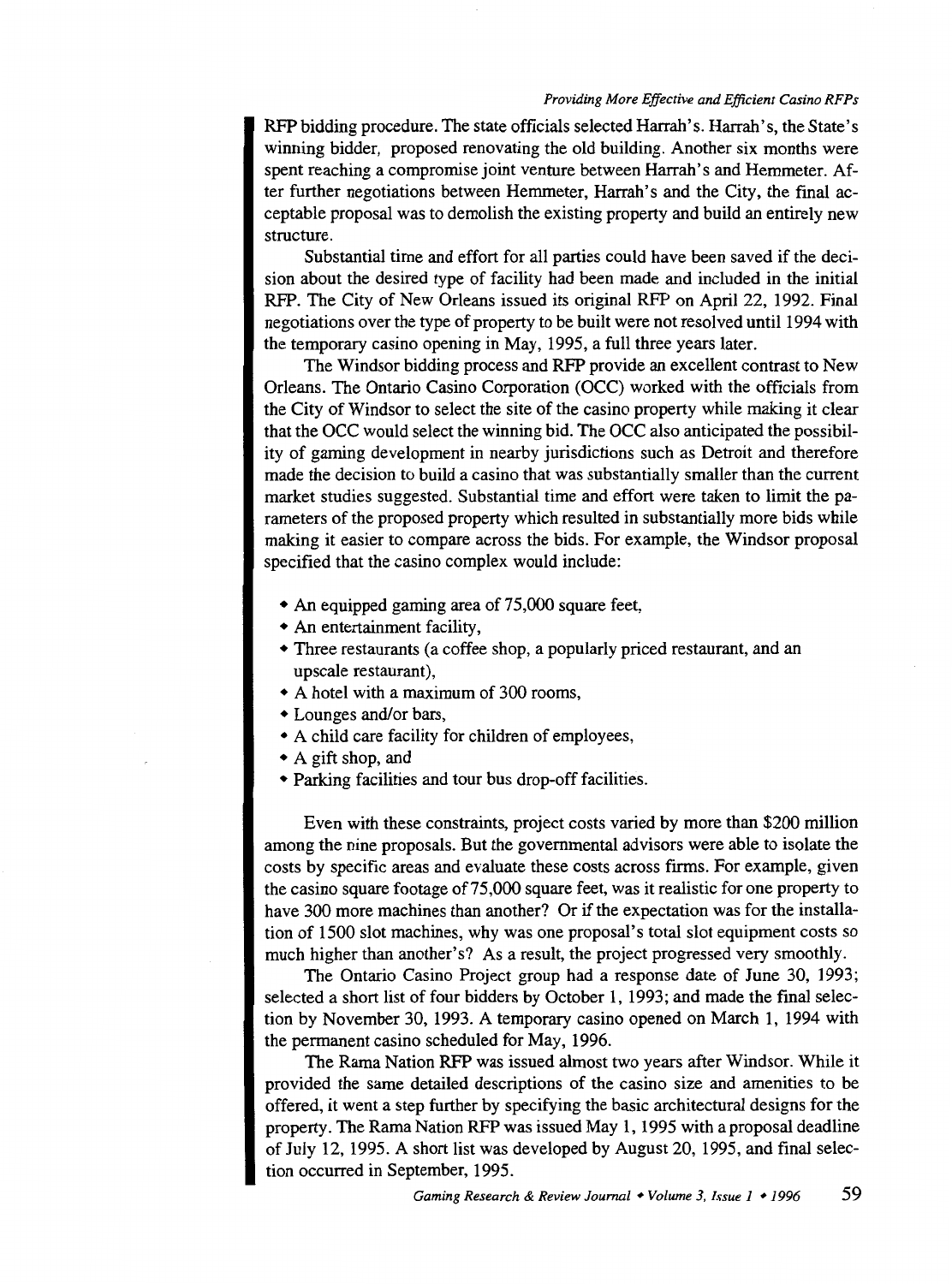RFP bidding procedure. The state officials selected Harrah's. Harrah's, the State's winning bidder, proposed renovating the old building. Another six months were spent reaching a compromise joint venture between Harrah's and Hemmeter. After further negotiations between Hemmeter, Harrah's and the City, the final acceptable proposal was to demolish the existing property and build an entirely new structure.

Substantial time and effort for all parties could have been saved if the decision about the desired type of facility had been made and included in the initial RFP. The City of New Orleans issued its original RFP on April 22, 1992. Final negotiations over the type of property to be built were not resolved until 1994 with the temporary casino opening in May, 1995, a full three years later.

The Windsor bidding process and RFP provide an excellent contrast to New Orleans. The Ontario Casino Corporation (OCC) worked with the officials from the City of Windsor to select the site of the casino property while making it clear that the OCC would select the winning bid. The OCC also anticipated the possibility of gaming development in nearby jurisdictions such as Detroit and therefore made the decision to build a casino that was substantially smaller than the current market studies suggested. Substantial time and effort were taken to limit the parameters of the proposed property which resulted in substantially more bids while making it easier to compare across the bids. For example, the Windsor proposal specified that the casino complex would include:

- An equipped gaming area of 75,000 square feet,
- An entertainment facility,
- Three restaurants (a coffee shop, a popularly priced restaurant, and an upscale restaurant),
- A hotel with a maximum of 300 rooms,
- Lounges and/or bars,
- A child care facility for children of employees,
- A gift shop, and
- Parking facilities and tour bus drop-off facilities.

Even with these constraints, project costs varied by more than $200 million among the nine proposals. But the governmental advisors were able to isolate the costs by specific areas and evaluate these costs across firms. For example, given the casino square footage of 75,000 square feet, was it realistic for one property to have 300 more machines than another? Or if the expectation was for the installation of 1500 slot machines, why was one proposal's total slot equipment costs so much higher than another's? As a result, the project progressed very smoothly.

The Ontario Casino Project group had a response date of June 30, 1993; selected a short list of four bidders by October 1, 1993; and made the final selection by November 30, 1993. A temporary casino opened on March 1, 1994 with the permanent casino scheduled for May, 1996.

The Rama Nation RFP was issued almost two years after Windsor. While it provided the same detailed descriptions of the casino size and amenities to be offered, it went a step further by specifying the basic architectural designs for the property. The Rama Nation RFP was issued May 1, 1995 with a proposal deadline of July 12, 1995. A short list was developed by August 20, 1995, and final selection occurred in September, 1995.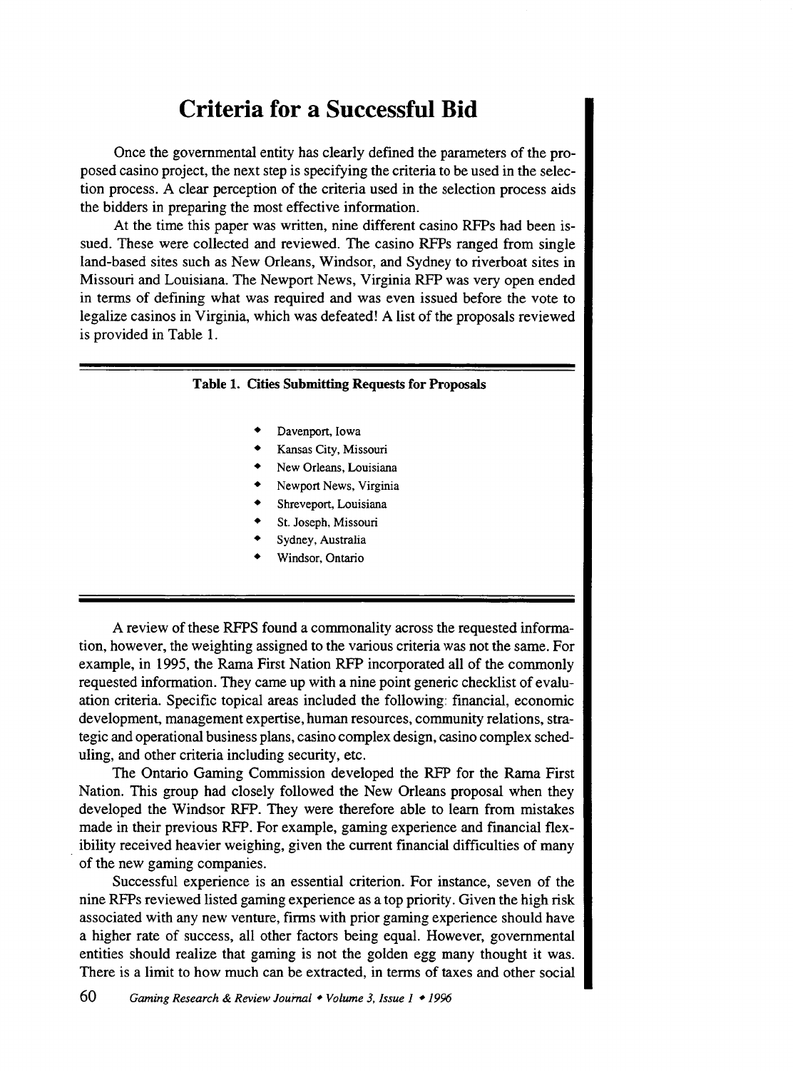# Criteria for a Successful Bid

Once the governmental entity has clearly defined the parameters of the proposed casino project, the next step is specifying the criteria to be used in the selection process. A clear perception of the criteria used in the selection process aids the bidders in preparing the most effective information.

At the time this paper was written, nine different casino RFPs had been issued. These were collected and reviewed. The casino RFPs ranged from single land-based sites such as New Orleans, Windsor, and Sydney to riverboat sites in Missouri and Louisiana. The Newport News, Virginia RFP was very open ended in terms of defining what was required and was even issued before the vote to legalize casinos in Virginia, which was defeated! A list of the proposals reviewed is provided in Table 1.

**Table 1. Cities Submitting Requests for Proposals**

- Davenport, Iowa
- Kansas City, Missouri
- New Orleans, Louisiana
- Newport News, Virginia
- Shreveport, Louisiana
- St. Joseph, Missouri
- Sydney, Australia
- Windsor, Ontario

A review of these RFPS found a commonality across the requested information, however, the weighting assigned to the various criteria was not the same. For example, in 1995, the Rama First Nation RFP incorporated all of the commonly requested information. They came up with a nine point generic checklist of evaluation criteria. Specific topical areas included the following: financial, economic development, management expertise, human resources, community relations, strategic and operational business plans, casino complex design, casino complex scheduling, and other criteria including security, etc.

The Ontario Gaming Commission developed the RFP for the Rama First Nation. This group had closely followed the New Orleans proposal when they developed the Windsor RFP. They were therefore able to learn from mistakes made in their previous RFP. For example, gaming experience and financial flexibility received heavier weighing, given the current financial difficulties of many of the new gaming companies.

Successful experience is an essential criterion. For instance, seven of the nine RFPs reviewed listed gaming experience as a top priority. Given the high risk associated with any new venture, firms with prior gaming experience should have a higher rate of success, all other factors being equal. However, governmental entities should realize that gaming is not the golden egg many thought it was. There is a limit to how much can be extracted, in terms of taxes and other social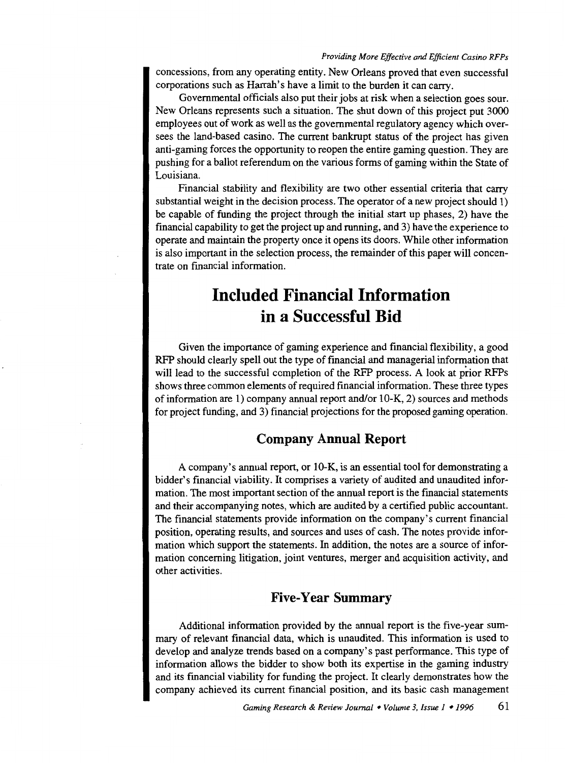concessions, from any operating entity. New Orleans proved that even successful corporations such as Harrah's have a limit to the burden it can carry.

Governmental officials also put their jobs at risk when a selection goes sour. New Orleans represents such a situation. The shut down of this project put 3000 employees out of work as well as the governmental regulatory agency which oversees the land-based casino. The current bankrupt status of the project has given anti-gaming forces the opportunity to reopen the entire gaming question. They are pushing for a ballot referendum on the various forms of gaming within the State of Louisiana.

Financial stability and flexibility are two other essential criteria that carry substantial weight in the decision process. The operator of a new project should 1) be capable of funding the project through the initial start up phases, 2) have the financial capability to get the project up and running, and 3) have the experience to operate and maintain the property once it opens its doors. While other information is also important in the selection process, the remainder of this paper will concentrate on financial information.

# Included Financial Information in a Successful Bid

Given the importance of gaming experience and financial flexibility, a good RFP should clearly spell out the type of financial and managerial information that will lead to the successful completion of the RFP process. A look at prior RFPs shows three common elements of required financial information. These three types of information are 1) company annual report and/or 10-K, 2) sources and methods for project funding, and 3) financial projections for the proposed gaming operation.

## Company Annual Report

A company's annual report, or 10-K, is an essential tool for demonstrating a bidder's financial viability. It comprises a variety of audited and unaudited information. The most important section of the annual report is the financial statements and their accompanying notes, which are audited by a certified public accountant. The financial statements provide information on the company's current financial position, operating results, and sources and uses of cash. The notes provide information which support the statements. In addition, the notes are a source of information concerning litigation, joint ventures, merger and acquisition activity, and other activities.

## Five-Year Summary

Additional information provided by the annual report is the five-year summary of relevant financial data, which is unaudited. This information is used to develop and analyze trends based on a company's past performance. This type of information allows the bidder to show both its expertise in the gaming industry and its financial viability for funding the project. It clearly demonstrates how the company achieved its current financial position, and its basic cash management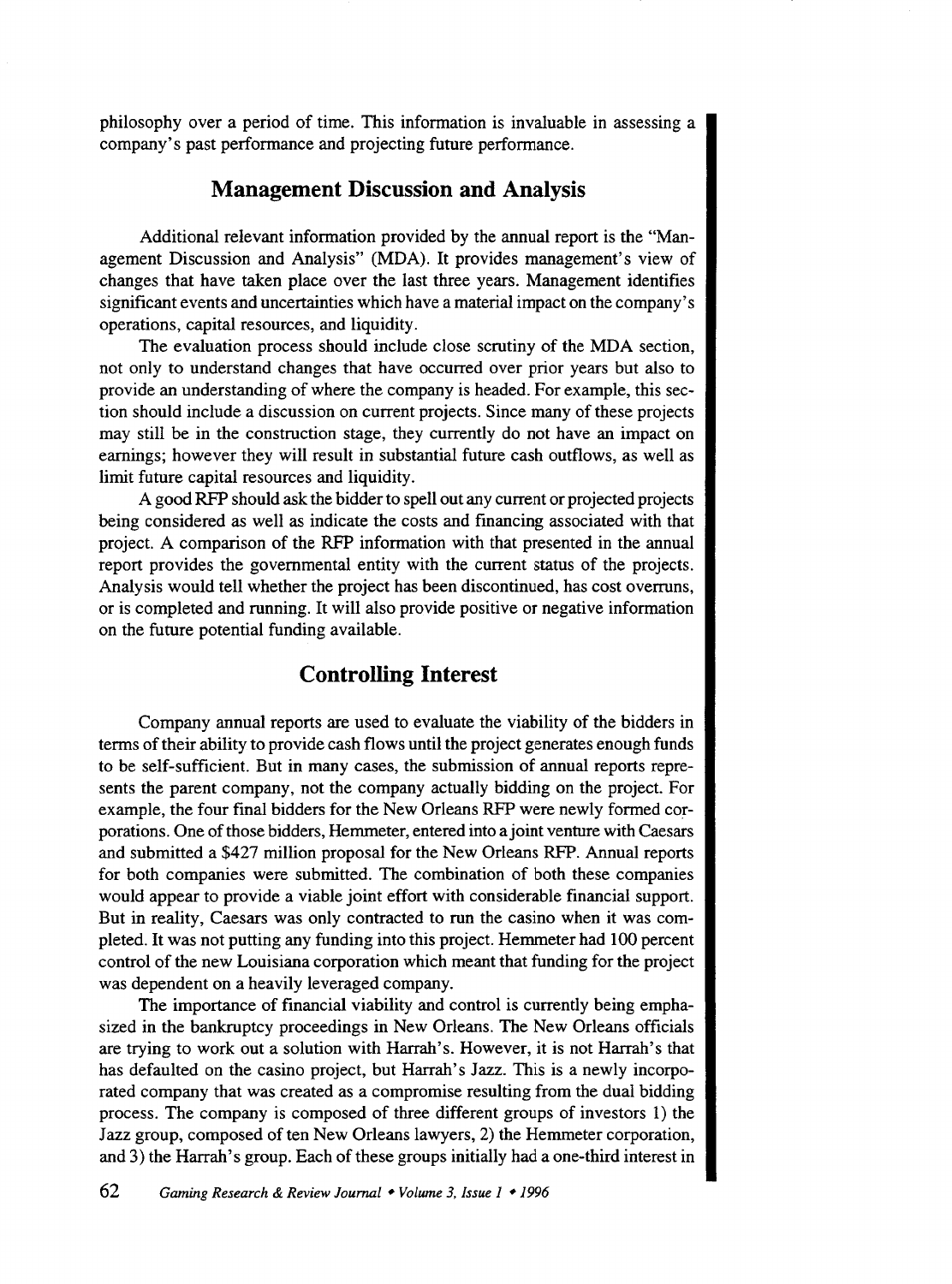philosophy over a period of time. This information is invaluable in assessing a company's past performance and projecting future performance.

## Management Discussion and Analysis

Additional relevant information provided by the annual report is the "Management Discussion and Analysis" (MDA). It provides management's view of changes that have taken place over the last three years. Management identifies significant events and uncertainties which have a material impact on the company's operations, capital resources, and liquidity.

The evaluation process should include close scrutiny of the MDA section, not only to understand changes that have occurred over prior years but also to provide an understanding of where the company is headed. For example, this section should include a discussion on current projects. Since many of these projects may still be in the construction stage, they currently do not have an impact on earnings; however they will result in substantial future cash outflows, as well as limit future capital resources and liquidity.

A good RFP should ask the bidder to spell out any current or projected projects being considered as well as indicate the costs and financing associated with that project. A comparison of the RFP information with that presented in the annual report provides the governmental entity with the current status of the projects. Analysis would tell whether the project has been discontinued, has cost overruns, or is completed and running. It will also provide positive or negative information on the future potential funding available.

## Controlling Interest

Company annual reports are used to evaluate the viability of the bidders in terms of their ability to provide cash flows until the project generates enough funds to be self-sufficient. But in many cases, the submission of annual reports represents the parent company, not the company actually bidding on the project. For example, the four final bidders for the New Orleans RFP were newly formed corporations. One of those bidders, Hemmeter, entered into a joint venture with Caesars and submitted a $427 million proposal for the New Orleans RFP. Annual reports for both companies were submitted. The combination of both these companies would appear to provide a viable joint effort with considerable financial support. But in reality, Caesars was only contracted to run the casino when it was completed. It was not putting any funding into this project. Hemmeter had 100 percent control of the new Louisiana corporation which meant that funding for the project was dependent on a heavily leveraged company.

The importance of financial viability and control is currently being emphasized in the bankruptcy proceedings in New Orleans. The New Orleans officials are trying to work out a solution with Harrah's. However, it is not Harrah's that has defaulted on the casino project, but Harrah's Jazz. This is a newly incorporated company that was created as a compromise resulting from the dual bidding process. The company is composed of three different groups of investors 1) the Jazz group, composed of ten New Orleans lawyers, 2) the Hemmeter corporation, and 3) the Harrah's group. Each of these groups initially had a one-third interest in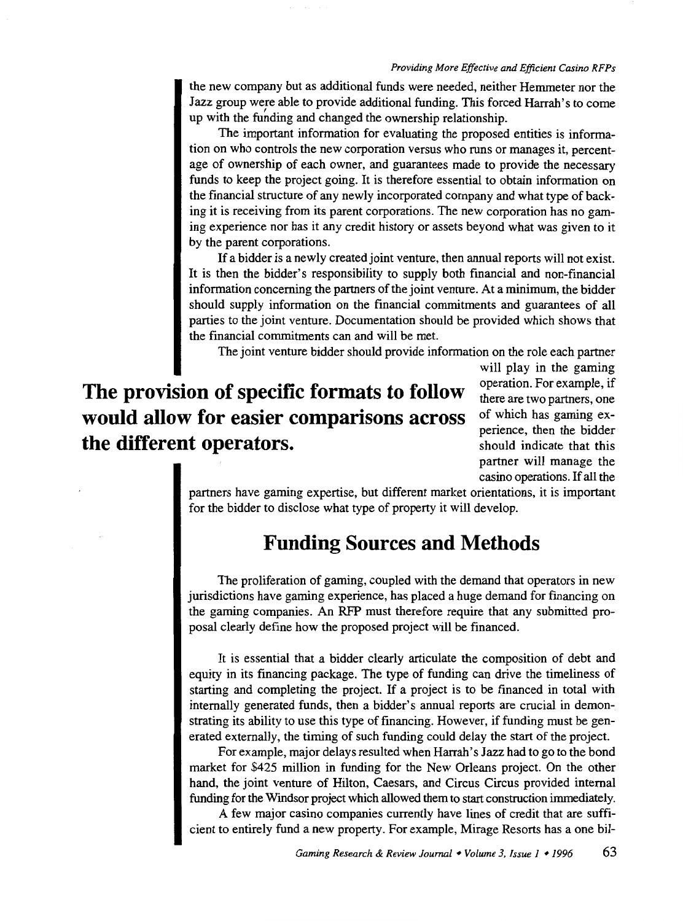the new company but as additional funds were needed, neither Hemmeter nor the Jazz group were able to provide additional funding. This forced Harrah's to come up with the funding and changed the ownership relationship.

The important information for evaluating the proposed entities is information on who controls the new corporation versus who runs or manages it, percentage of ownership of each owner, and guarantees made to provide the necessary funds to keep the project going. It is therefore essential to obtain information on the financial structure of any newly incorporated company and what type of backing it is receiving from its parent corporations. The new corporation has no gaming experience nor has it any credit history or assets beyond what was given to it by the parent corporations.

If a bidder is a newly created joint venture, then annual reports will not exist. It is then the bidder's responsibility to supply both financial and non-financial information concerning the partners of the joint venture. At a minimum, the bidder should supply information on the financial commitments and guarantees of all parties to the joint venture. Documentation should be provided which shows that the financial commitments can and will be met.

The joint venture bidder should provide information on the role each partner will play in the gaming operation. For example, if there are two partners, one of which has gaming experience, then the bidder should indicate that this partner will manage the casino operations. If all the partners have gaming expertise, but different market orientations, it is important for the bidder to disclose what type of property it will develop.

**The provision of specific formats to follow would allow for easier comparisons across the different operators.**

## Funding Sources and Methods

The proliferation of gaming, coupled with the demand that operators in new jurisdictions have gaming experience, has placed a huge demand for financing on the gaming companies. An RFP must therefore require that any submitted proposal clearly define how the proposed project will be financed.

It is essential that a bidder clearly articulate the composition of debt and equity in its financing package. The type of funding can drive the timeliness of starting and completing the project. If a project is to be financed in total with internally generated funds, then a bidder's annual reports are crucial in demonstrating its ability to use this type of financing. However, if funding must be generated externally, the timing of such funding could delay the start of the project.

For example, major delays resulted when Harrah's Jazz had to go to the bond market for $425 million in funding for the New Orleans project. On the other hand, the joint venture of Hilton, Caesars, and Circus Circus provided internal funding for the Windsor project which allowed them to start construction immediately.

A few major casino companies currently have lines of credit that are sufficient to entirely fund a new property. For example, Mirage Resorts has a one bil-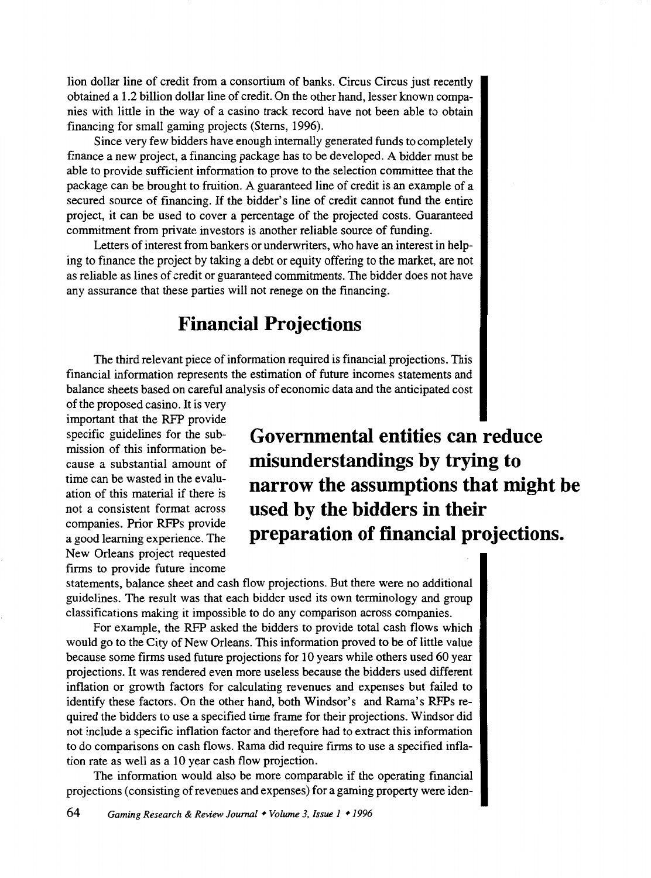lion dollar line of credit from a consortium of banks. Circus Circus just recently obtained a 1.2 billion dollar line of credit. On the other hand, lesser known companies with little in the way of a casino track record have not been able to obtain financing for small gaming projects (Sterns, 1996).

Since very few bidders have enough internally generated funds to completely finance a new project, a financing package has to be developed. A bidder must be able to provide sufficient information to prove to the selection committee that the package can be brought to fruition. A guaranteed line of credit is an example of a secured source of financing. If the bidder's line of credit cannot fund the entire project, it can be used to cover a percentage of the projected costs. Guaranteed commitment from private investors is another reliable source of funding.

Letters of interest from bankers or underwriters, who have an interest in helping to finance the project by taking a debt or equity offering to the market, are not as reliable as lines of credit or guaranteed commitments. The bidder does not have any assurance that these parties will not renege on the financing.

## Financial Projections

The third relevant piece of information required is financial projections. This financial information represents the estimation of future incomes statements and balance sheets based on careful analysis of economic data and the anticipated cost of the proposed casino. It is very important that the RFP provide specific guidelines for the submission of this information because a substantial amount of time can be wasted in the evaluation of this material if there is not a consistent format across companies. Prior RFPs provide a good learning experience. The New Orleans project requested firms to provide future income statements, balance sheet and cash flow projections. But there were no additional guidelines. The result was that each bidder used its own terminology and group classifications making it impossible to do any comparison across companies.

**Governmental entities can reduce misunderstandings by trying to narrow the assumptions that might be used by the bidders in their preparation of financial projections.**

For example, the RFP asked the bidders to provide total cash flows which would go to the City of New Orleans. This information proved to be of little value because some firms used future projections for 10 years while others used 60 year projections. It was rendered even more useless because the bidders used different inflation or growth factors for calculating revenues and expenses but failed to identify these factors. On the other hand, both Windsor's and Rama's RFPs required the bidders to use a specified time frame for their projections. Windsor did not include a specific inflation factor and therefore had to extract this information to do comparisons on cash flows. Rama did require firms to use a specified inflation rate as well as a 10 year cash flow projection.

The information would also be more comparable if the operating financial projections (consisting of revenues and expenses) for a gaming property were iden-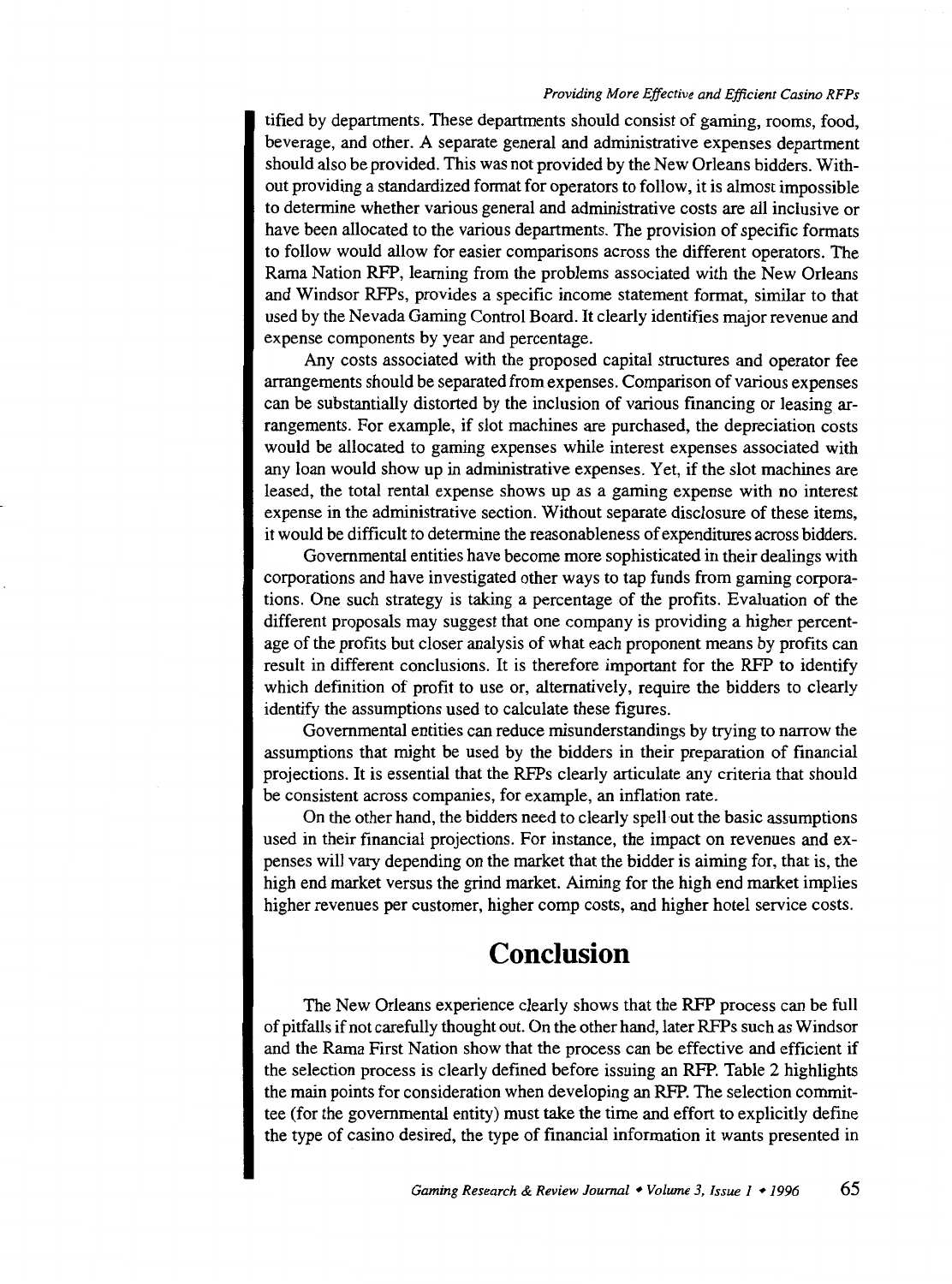tified by departments. These departments should consist of gaming, rooms, food, beverage, and other. A separate general and administrative expenses department should also be provided. This was not provided by the New Orleans bidders. Without providing a standardized format for operators to follow, it is almost impossible to determine whether various general and administrative costs are all inclusive or have been allocated to the various departments. The provision of specific formats to follow would allow for easier comparisons across the different operators. The Rama Nation RFP, learning from the problems associated with the New Orleans and Windsor RFPs, provides a specific income statement format, similar to that used by the Nevada Gaming Control Board. It clearly identifies major revenue and expense components by year and percentage.

Any costs associated with the proposed capital structures and operator fee arrangements should be separated from expenses. Comparison of various expenses can be substantially distorted by the inclusion of various financing or leasing arrangements. For example, if slot machines are purchased, the depreciation costs would be allocated to gaming expenses while interest expenses associated with any loan would show up in administrative expenses. Yet, if the slot machines are leased, the total rental expense shows up as a gaming expense with no interest expense in the administrative section. Without separate disclosure of these items, it would be difficult to determine the reasonableness of expenditures across bidders.

Governmental entities have become more sophisticated in their dealings with corporations and have investigated other ways to tap funds from gaming corporations. One such strategy is taking a percentage of the profits. Evaluation of the different proposals may suggest that one company is providing a higher percentage of the profits but closer analysis of what each proponent means by profits can result in different conclusions. It is therefore important for the RFP to identify which definition of profit to use or, alternatively, require the bidders to clearly identify the assumptions used to calculate these figures.

Governmental entities can reduce misunderstandings by trying to narrow the assumptions that might be used by the bidders in their preparation of financial projections. It is essential that the RFPs clearly articulate any criteria that should be consistent across companies, for example, an inflation rate.

On the other hand, the bidders need to clearly spell out the basic assumptions used in their financial projections. For instance, the impact on revenues and expenses will vary depending on the market that the bidder is aiming for, that is, the high end market versus the grind market. Aiming for the high end market implies higher revenues per customer, higher comp costs, and higher hotel service costs.

## Conclusion

The New Orleans experience clearly shows that the RFP process can be full of pitfalls if not carefully thought out. On the other hand, later RFPs such as Windsor and the Rama First Nation show that the process can be effective and efficient if the selection process is clearly defined before issuing an RFP. Table 2 highlights the main points for consideration when developing an RFP. The selection committee (for the governmental entity) must take the time and effort to explicitly define the type of casino desired, the type of financial information it wants presented in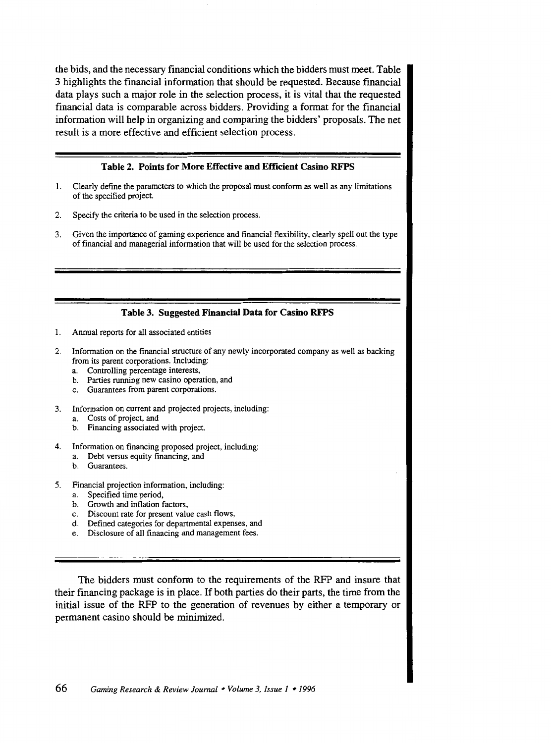the bids, and the necessary financial conditions which the bidders must meet. Table 3 highlights the financial information that should be requested. Because financial data plays such a major role in the selection process, it is vital that the requested financial data is comparable across bidders. Providing a format for the financial information will help in organizing and comparing the bidders' proposals. The net result is a more effective and efficient selection process.

**Table 2. Points for More Effective and Efficient Casino RFPS**

1. Clearly define the parameters to which the proposal must conform as well as any limitations of the specified project.
2. Specify the criteria to be used in the selection process.
3. Given the importance of gaming experience and financial flexibility, clearly spell out the type of financial and managerial information that will be used for the selection process.

**Table 3. Suggested Financial Data for Casino RFPS**

1. Annual reports for all associated entities
2. Information on the financial structure of any newly incorporated company as well as backing from its parent corporations. Including:
   a. Controlling percentage interests,
   b. Parties running new casino operation, and
   c. Guarantees from parent corporations.
3. Information on current and projected projects, including:
   a. Costs of project, and
   b. Financing associated with project.
4. Information on financing proposed project, including:
   a. Debt versus equity financing, and
   b. Guarantees.
5. Financial projection information, including:
   a. Specified time period,
   b. Growth and inflation factors,
   c. Discount rate for present value cash flows,
   d. Defined categories for departmental expenses, and
   e. Disclosure of all financing and management fees.

The bidders must conform to the requirements of the RFP and insure that their financing package is in place. If both parties do their parts, the time from the initial issue of the RFP to the generation of revenues by either a temporary or permanent casino should be minimized.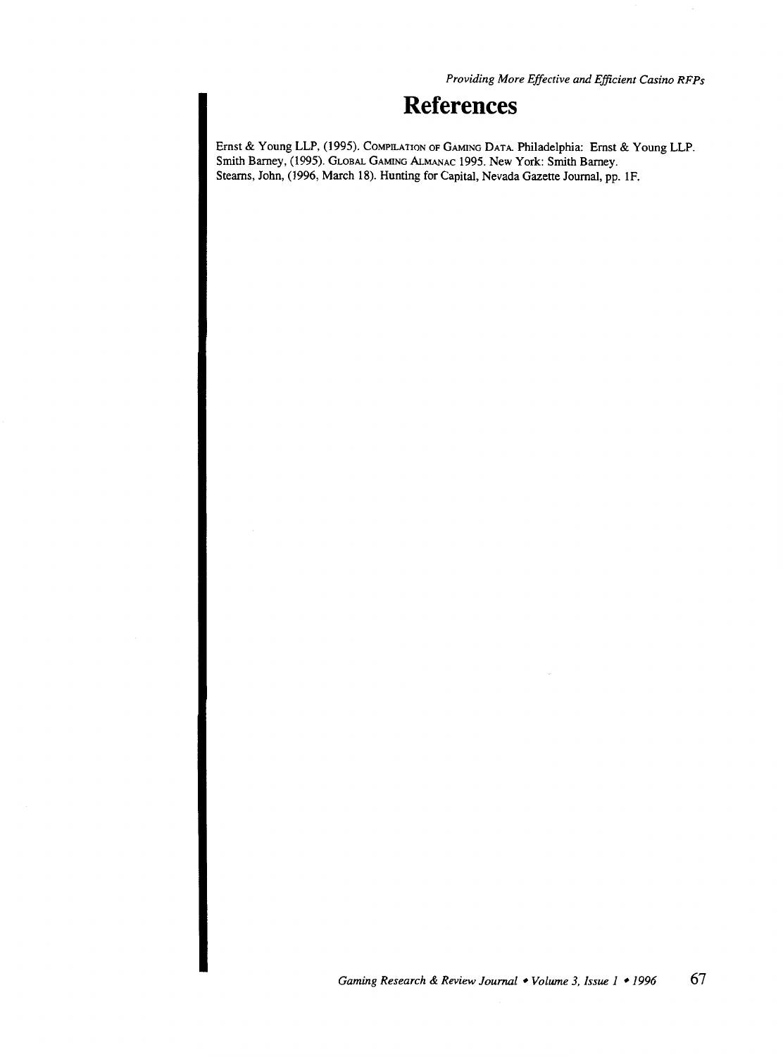# References

Ernst & Young LLP, (1995). COMPILATION OF GAMING DATA. Philadelphia: Ernst & Young LLP.
Smith Barney, (1995). GLOBAL GAMING ALMANAC 1995. New York: Smith Barney.
Stearns, John, (1996, March 18). Hunting for Capital, Nevada Gazette Journal, pp. 1F.